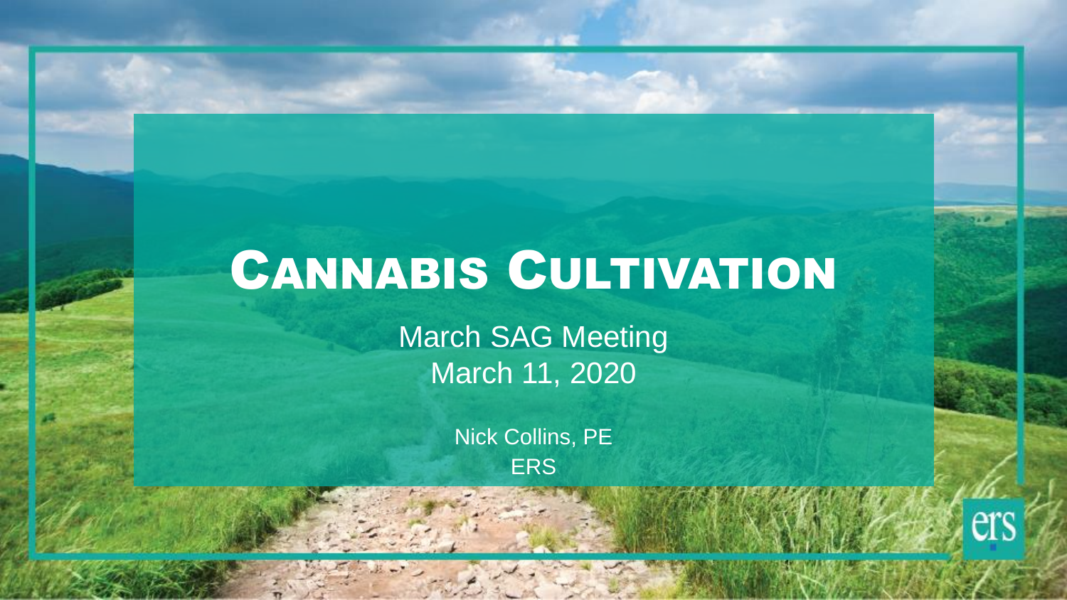# Cannabis Cultivation

March SAG Meeting
March 11, 2020

Nick Collins, PE
ERS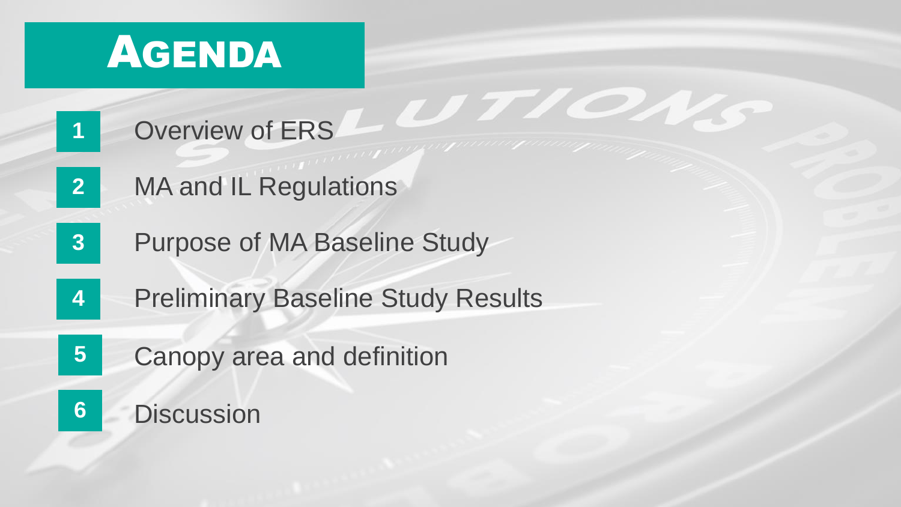# AGENDA

1. Overview of ERS
2. MA and IL Regulations
3. Purpose of MA Baseline Study
4. Preliminary Baseline Study Results
5. Canopy area and definition
6. Discussion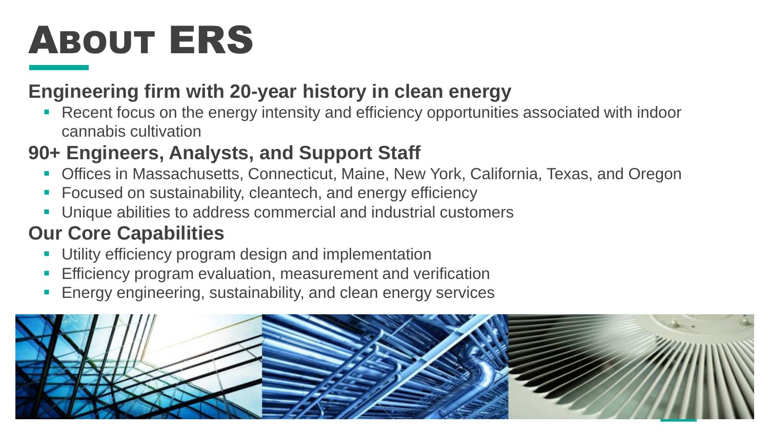# About ERS

**Engineering firm with 20-year history in clean energy**

- Recent focus on the energy intensity and efficiency opportunities associated with indoor cannabis cultivation

**90+ Engineers, Analysts, and Support Staff**

- Offices in Massachusetts, Connecticut, Maine, New York, California, Texas, and Oregon
- Focused on sustainability, cleantech, and energy efficiency
- Unique abilities to address commercial and industrial customers

**Our Core Capabilities**

- Utility efficiency program design and implementation
- Efficiency program evaluation, measurement and verification
- Energy engineering, sustainability, and clean energy services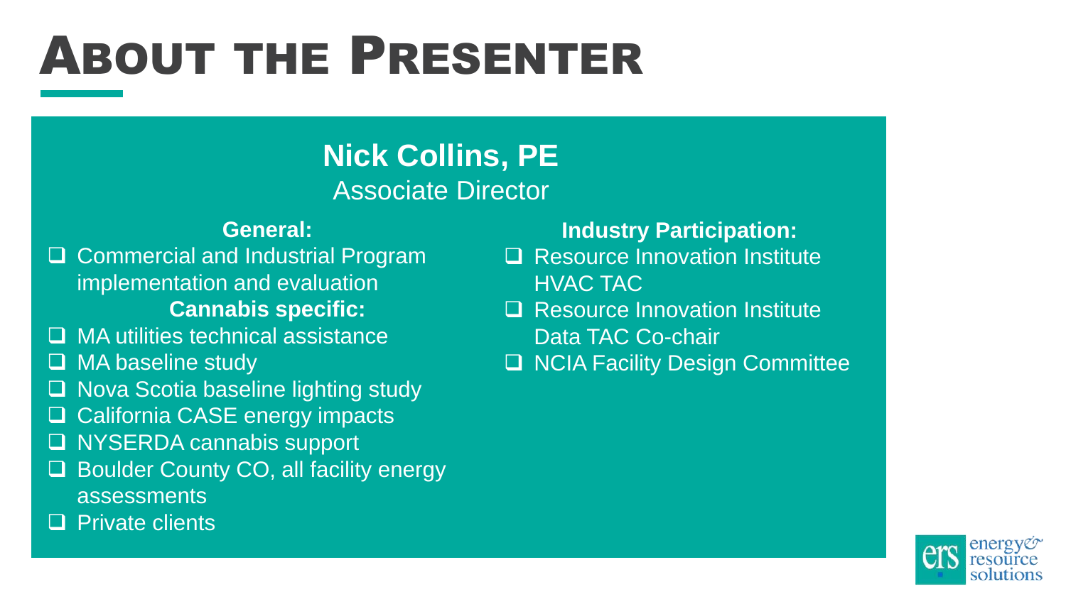# About the Presenter

## Nick Collins, PE

Associate Director

**General:**

- Commercial and Industrial Program implementation and evaluation

**Cannabis specific:**

- MA utilities technical assistance
- MA baseline study
- Nova Scotia baseline lighting study
- California CASE energy impacts
- NYSERDA cannabis support
- Boulder County CO, all facility energy assessments
- Private clients

**Industry Participation:**

- Resource Innovation Institute HVAC TAC
- Resource Innovation Institute Data TAC Co-chair
- NCIA Facility Design Committee

ers energy & resource solutions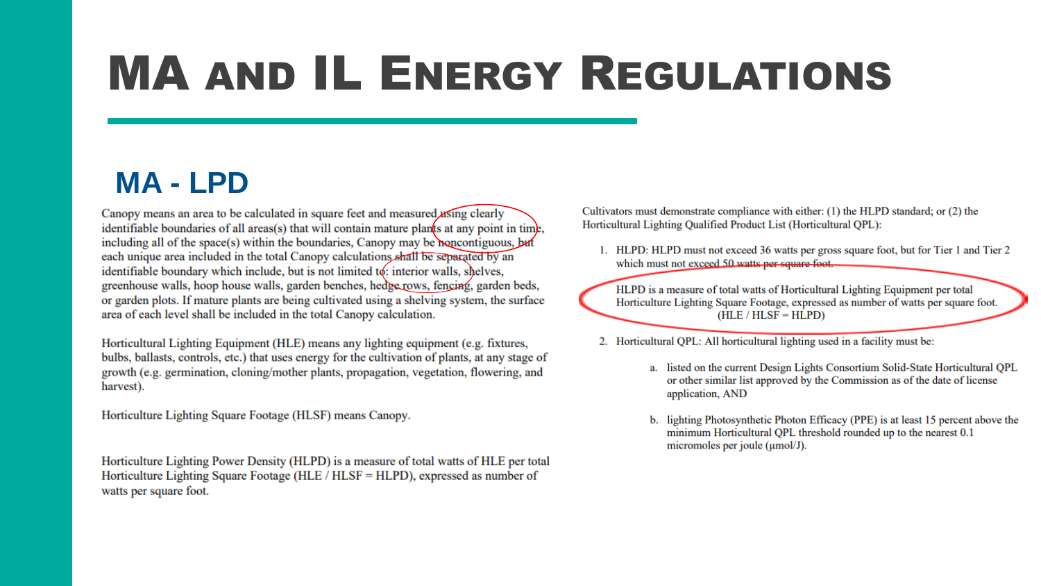# MA and IL Energy Regulations

## MA - LPD

Canopy means an area to be calculated in square feet and measured using clearly identifiable boundaries of all areas(s) that will contain mature plants at any point in time, including all of the space(s) within the boundaries, Canopy may be noncontiguous, but each unique area included in the total Canopy calculations shall be separated by an identifiable boundary which include, but is not limited to: interior walls, shelves, greenhouse walls, hoop house walls, garden benches, hedge rows, fencing, garden beds, or garden plots. If mature plants are being cultivated using a shelving system, the surface area of each level shall be included in the total Canopy calculation.

Horticultural Lighting Equipment (HLE) means any lighting equipment (e.g. fixtures, bulbs, ballasts, controls, etc.) that uses energy for the cultivation of plants, at any stage of growth (e.g. germination, cloning/mother plants, propagation, vegetation, flowering, and harvest).

Horticulture Lighting Square Footage (HLSF) means Canopy.

Horticulture Lighting Power Density (HLPD) is a measure of total watts of HLE per total Horticulture Lighting Square Footage (HLE / HLSF = HLPD), expressed as number of watts per square foot.

Cultivators must demonstrate compliance with either: (1) the HLPD standard; or (2) the Horticultural Lighting Qualified Product List (Horticultural QPL):

1. HLPD: HLPD must not exceed 36 watts per gross square foot, but for Tier 1 and Tier 2 which must not exceed 50 watts per square foot.

   HLPD is a measure of total watts of Horticultural Lighting Equipment per total Horticulture Lighting Square Footage, expressed as number of watts per square foot. (HLE / HLSF = HLPD)

2. Horticultural QPL: All horticultural lighting used in a facility must be:

   a. listed on the current Design Lights Consortium Solid-State Horticultural QPL or other similar list approved by the Commission as of the date of license application, AND

   b. lighting Photosynthetic Photon Efficacy (PPE) is at least 15 percent above the minimum Horticultural QPL threshold rounded up to the nearest 0.1 micromoles per joule (μmol/J).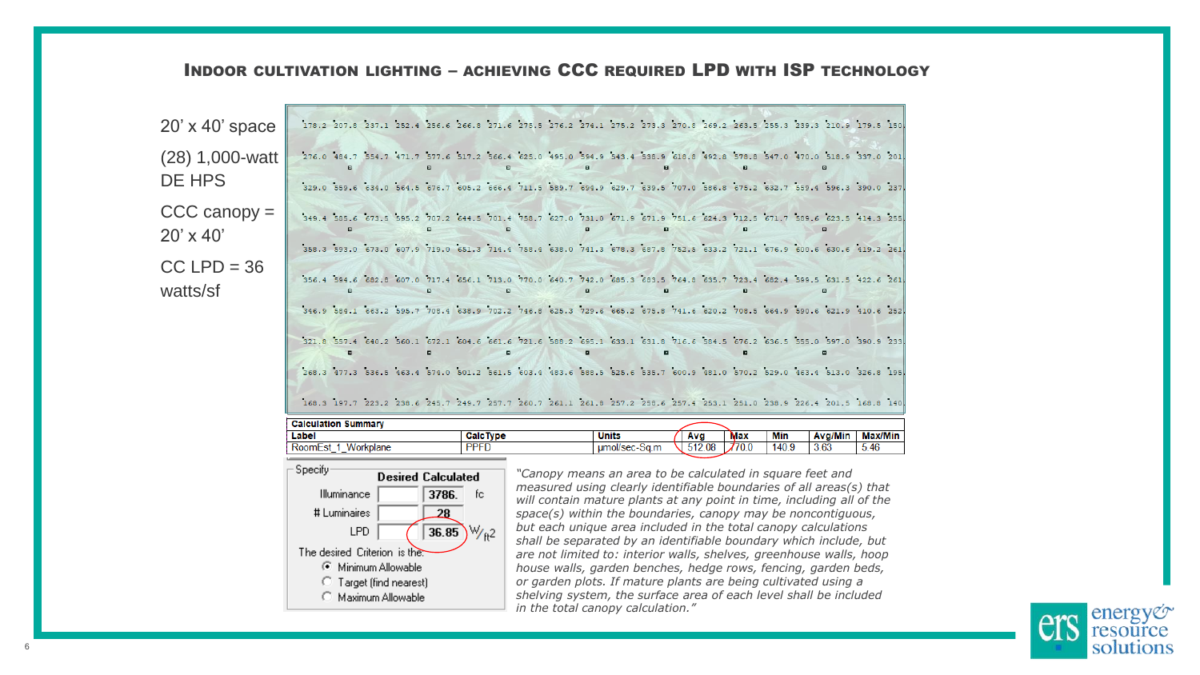# Indoor cultivation lighting – achieving CCC required LPD with ISP technology

20' x 40' space

(28) 1,000-watt DE HPS

CCC canopy = 20' x 40'

CC LPD = 36 watts/sf

| | | | | | | | | | | | | | | | | | | | |
|---|---|---|---|---|---|---|---|---|---|---|---|---|---|---|---|---|---|---|---|
| 178.2 | 207.8 | 237.1 | 252.4 | 256.6 | 266.8 | 271.6 | 275.5 | 276.2 | 274.1 | 275.2 | 273.3 | 270.3 | 269.2 | 263.5 | 255.3 | 239.3 | 210.9 | 179.5 | 150. |
| 276.0 | 484.7 | 554.7 | 471.7 | 577.6 | 517.2 | 566.4 | 625.0 | 495.0 | 594.9 | 543.4 | 538.9 | 618.8 | 492.8 | 578.8 | 547.0 | 470.0 | 518.9 | 337.0 | 201. |
| 329.0 | 559.6 | 634.0 | 564.5 | 676.7 | 605.2 | 666.4 | 711.5 | 589.7 | 694.9 | 629.7 | 639.5 | 707.0 | 586.8 | 675.2 | 632.7 | 559.4 | 596.3 | 390.0 | 237. |
| 349.4 | 585.6 | 673.5 | 595.2 | 707.2 | 644.5 | 701.4 | 758.7 | 627.0 | 731.0 | 671.9 | 671.9 | 751.6 | 624.3 | 712.5 | 671.7 | 589.6 | 623.5 | 414.3 | 255. |
| 358.3 | 593.0 | 673.0 | 607.9 | 719.0 | 651.3 | 714.4 | 758.4 | 638.0 | 741.3 | 678.3 | 687.8 | 752.5 | 633.2 | 721.1 | 676.9 | 600.6 | 630.6 | 419.2 | 261. |
| 356.4 | 594.6 | 682.8 | 607.0 | 717.4 | 656.1 | 713.0 | 770.0 | 640.7 | 742.0 | 685.3 | 683.5 | 764.8 | 635.7 | 723.4 | 682.4 | 599.5 | 631.5 | 422.6 | 261. |
| 346.9 | 586.1 | 663.2 | 595.7 | 708.4 | 638.9 | 702.2 | 746.8 | 625.3 | 729.6 | 665.2 | 675.8 | 741.6 | 620.2 | 708.5 | 664.9 | 590.6 | 621.9 | 410.6 | 252. |
| 321.8 | 557.4 | 640.2 | 560.1 | 672.1 | 604.6 | 661.6 | 721.6 | 588.2 | 695.1 | 633.1 | 631.8 | 716.6 | 584.5 | 676.2 | 636.5 | 555.0 | 597.0 | 390.9 | 233. |
| 268.3 | 477.3 | 536.5 | 463.4 | 574.0 | 501.2 | 561.5 | 603.9 | 483.6 | 588.5 | 525.6 | 535.7 | 600.9 | 481.0 | 570.2 | 529.0 | 463.4 | 513.0 | 326.8 | 195. |
| 168.3 | 197.7 | 223.2 | 238.6 | 245.7 | 249.7 | 257.7 | 260.7 | 261.1 | 261.8 | 257.2 | 258.6 | 257.4 | 253.1 | 251.0 | 238.9 | 226.4 | 201.5 | 168.8 | 140. |

**Calculation Summary**

| Label | CalcType | Units | Avg | Max | Min | Avg/Min | Max/Min |
|---|---|---|---|---|---|---|---|
| RoomEst_1_Workplane | PPFD | µmol/sec-Sq.m | 512.08 | 770.0 | 140.9 | 3.63 | 5.46 |

Specify

| | Desired | Calculated | |
|---|---|---|---|
| Illuminance | | 3786. | fc |
| # Luminaires | | 28 | |
| LPD | | 36.85 | W/ft2 |

The desired Criterion is the:

- (•) Minimum Allowable
- ( ) Target (find nearest)
- ( ) Maximum Allowable

*"Canopy means an area to be calculated in square feet and measured using clearly identifiable boundaries of all areas(s) that will contain mature plants at any point in time, including all of the space(s) within the boundaries, canopy may be noncontiguous, but each unique area included in the total canopy calculations shall be separated by an identifiable boundary which include, but are not limited to: interior walls, shelves, greenhouse walls, hoop house walls, garden benches, hedge rows, fencing, garden beds, or garden plots. If mature plants are being cultivated using a shelving system, the surface area of each level shall be included in the total canopy calculation."*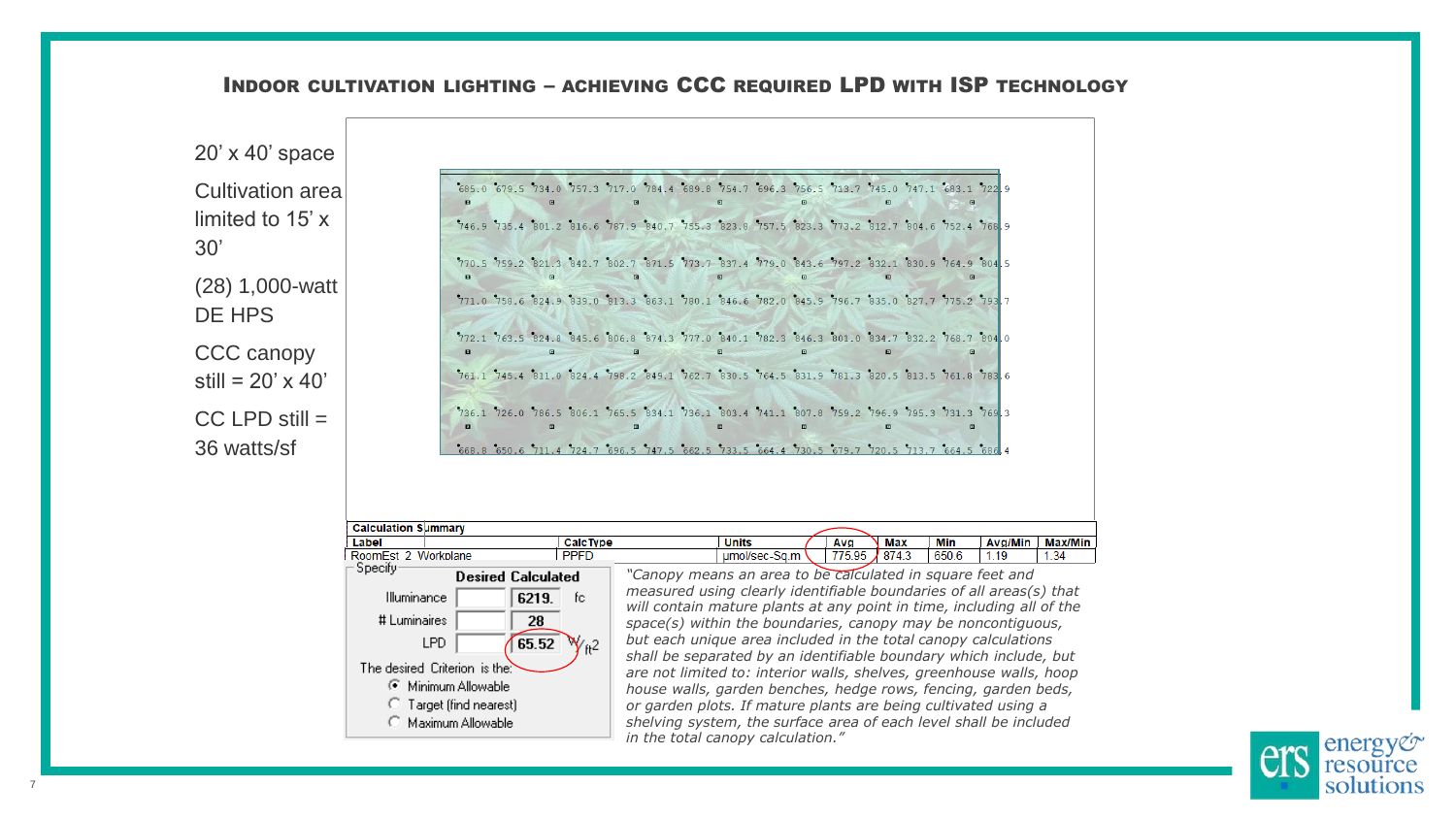# Indoor cultivation lighting – achieving CCC required LPD with ISP technology

20' x 40' space

Cultivation area limited to 15' x 30'

(28) 1,000-watt DE HPS

CCC canopy still = 20' x 40'

CC LPD still = 36 watts/sf

685.0 679.5 734.0 757.3 717.0 784.4 689.8 754.7 696.3 756.5 713.7 745.0 747.1 683.1 722.9

746.9 735.4 801.2 816.6 787.9 840.7 755.3 823.8 757.5 823.3 773.2 812.7 804.6 752.4 768.9

770.5 759.2 821.3 842.7 802.7 871.5 773.7 837.4 779.0 843.6 797.2 832.1 830.9 764.9 804.5

771.0 758.6 824.9 839.0 813.3 863.1 780.1 846.6 782.0 845.9 796.7 835.0 827.7 775.2 793.7

772.1 763.5 824.8 845.6 806.8 874.3 777.0 840.1 782.3 846.3 801.0 834.7 832.2 768.7 804.0

761.1 745.4 811.0 824.4 798.2 849.1 762.7 830.5 764.5 831.9 781.3 820.5 813.5 761.8 783.6

736.1 726.0 786.5 806.1 765.5 834.1 736.1 803.4 741.1 807.8 759.2 796.9 795.3 731.3 769.3

668.8 650.6 711.4 724.7 696.5 747.5 662.5 733.5 664.4 730.5 679.7 720.5 713.7 664.5 686.4

**Calculation Summary**

| Label | CalcType | Units | Avg | Max | Min | Avg/Min | Max/Min |
|---|---|---|---|---|---|---|---|
| RoomEst 2 Workplane | PPFD | μmol/sec-Sq.m | 775.95 | 874.3 | 650.6 | 1.19 | 1.34 |

**Specify**

| | Desired | Calculated | |
|---|---|---|---|
| Illuminance | | 6219. | fc |
| # Luminaires | | 28 | |
| LPD | | 65.52 | W/ft2 |

The desired Criterion is the:

- (•) Minimum Allowable
- ( ) Target (find nearest)
- ( ) Maximum Allowable

*"Canopy means an area to be calculated in square feet and measured using clearly identifiable boundaries of all areas(s) that will contain mature plants at any point in time, including all of the space(s) within the boundaries, canopy may be noncontiguous, but each unique area included in the total canopy calculations shall be separated by an identifiable boundary which include, but are not limited to: interior walls, shelves, greenhouse walls, hoop house walls, garden benches, hedge rows, fencing, garden beds, or garden plots. If mature plants are being cultivated using a shelving system, the surface area of each level shall be included in the total canopy calculation."*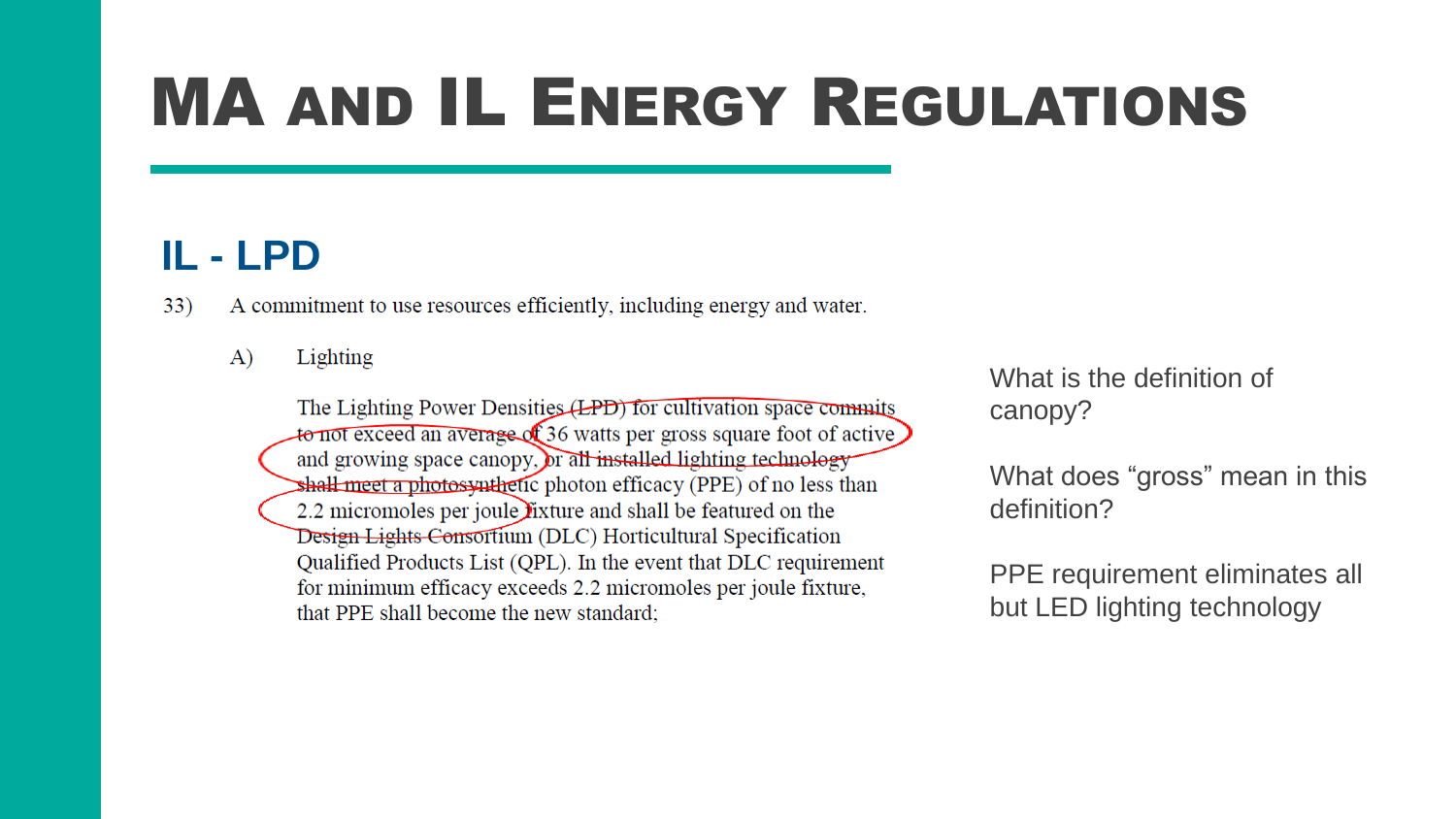# MA and IL Energy Regulations

## IL - LPD

33) A commitment to use resources efficiently, including energy and water.

A) Lighting

The Lighting Power Densities (LPD) for cultivation space commits to not exceed an average of 36 watts per gross square foot of active and growing space canopy, or all installed lighting technology shall meet a photosynthetic photon efficacy (PPE) of no less than 2.2 micromoles per joule fixture and shall be featured on the Design Lights Consortium (DLC) Horticultural Specification Qualified Products List (QPL). In the event that DLC requirement for minimum efficacy exceeds 2.2 micromoles per joule fixture, that PPE shall become the new standard;

What is the definition of canopy?

What does "gross" mean in this definition?

PPE requirement eliminates all but LED lighting technology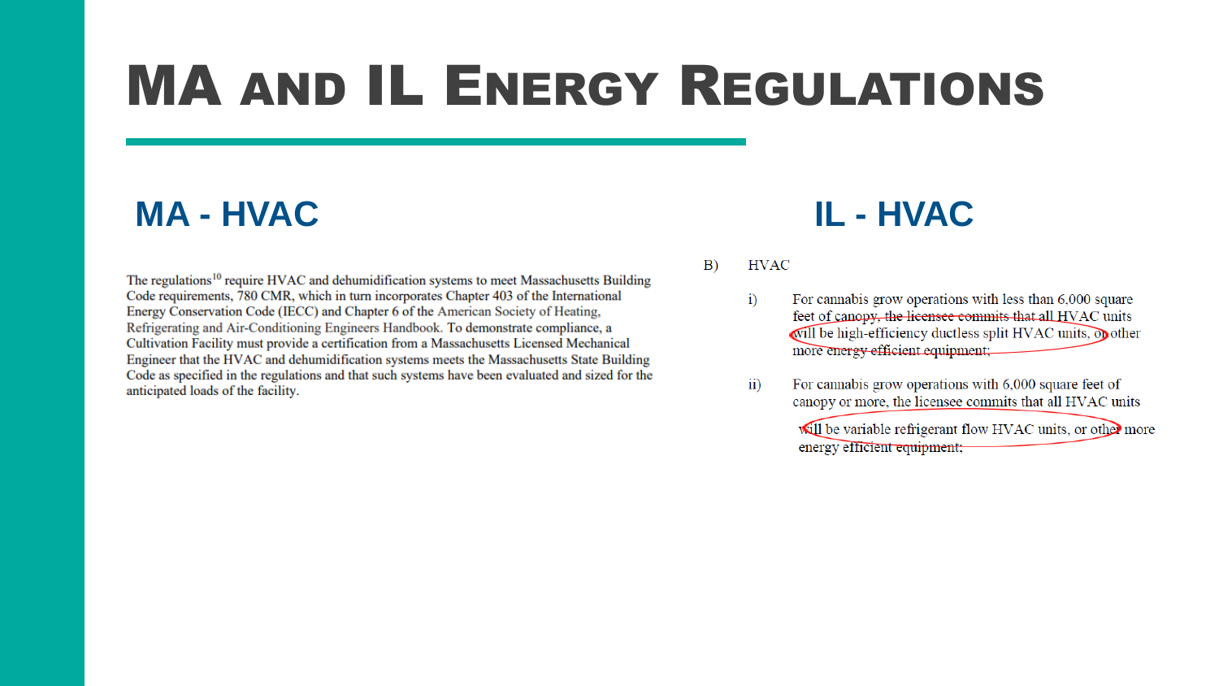# MA and IL Energy Regulations

## MA - HVAC

The regulations[10] require HVAC and dehumidification systems to meet Massachusetts Building Code requirements, 780 CMR, which in turn incorporates Chapter 403 of the International Energy Conservation Code (IECC) and Chapter 6 of the American Society of Heating, Refrigerating and Air-Conditioning Engineers Handbook. To demonstrate compliance, a Cultivation Facility must provide a certification from a Massachusetts Licensed Mechanical Engineer that the HVAC and dehumidification systems meets the Massachusetts State Building Code as specified in the regulations and that such systems have been evaluated and sized for the anticipated loads of the facility.

## IL - HVAC

B) HVAC

i) For cannabis grow operations with less than 6,000 square feet of canopy, the licensee commits that all HVAC units will be high-efficiency ductless split HVAC units, or other more energy efficient equipment;

ii) For cannabis grow operations with 6,000 square feet of canopy or more, the licensee commits that all HVAC units will be variable refrigerant flow HVAC units, or other more energy efficient equipment;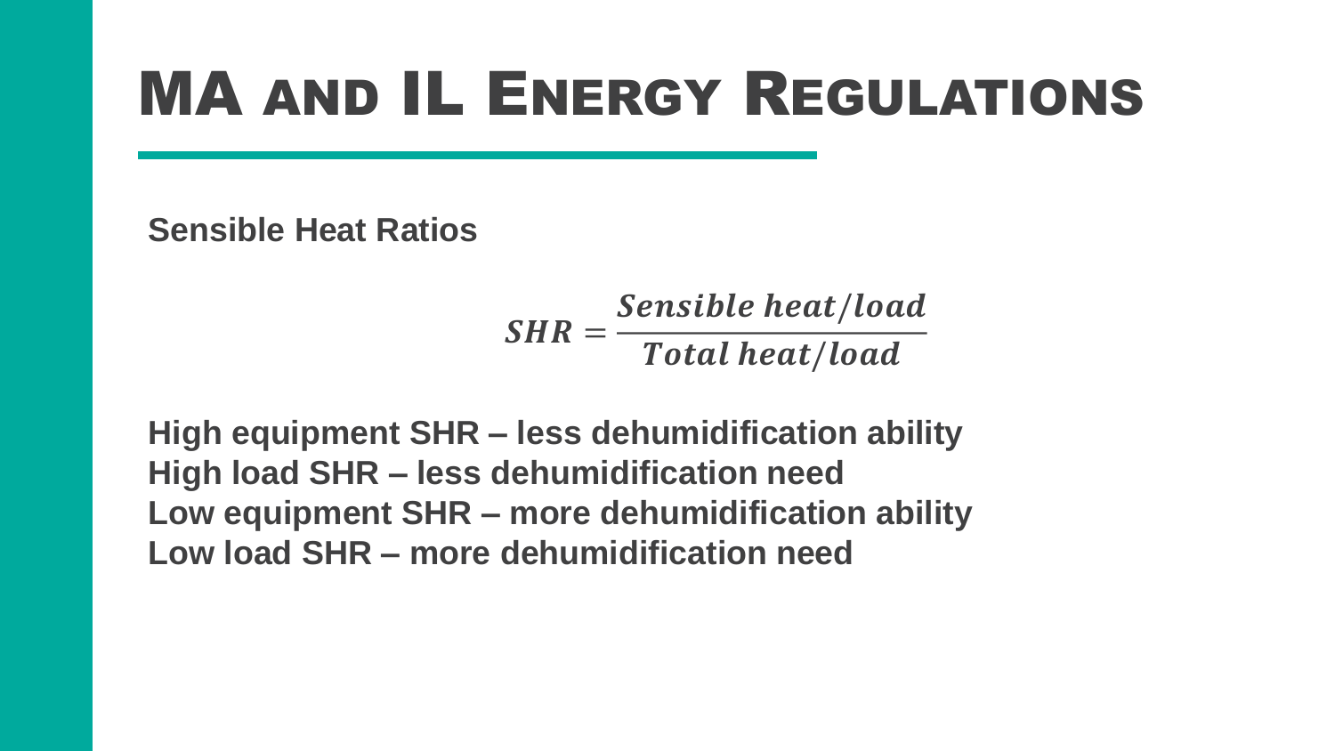# MA and IL Energy Regulations

**Sensible Heat Ratios**

$$SHR = \frac{Sensible\ heat/load}{Total\ heat/load}$$

**High equipment SHR – less dehumidification ability**
**High load SHR – less dehumidification need**
**Low equipment SHR – more dehumidification ability**
**Low load SHR – more dehumidification need**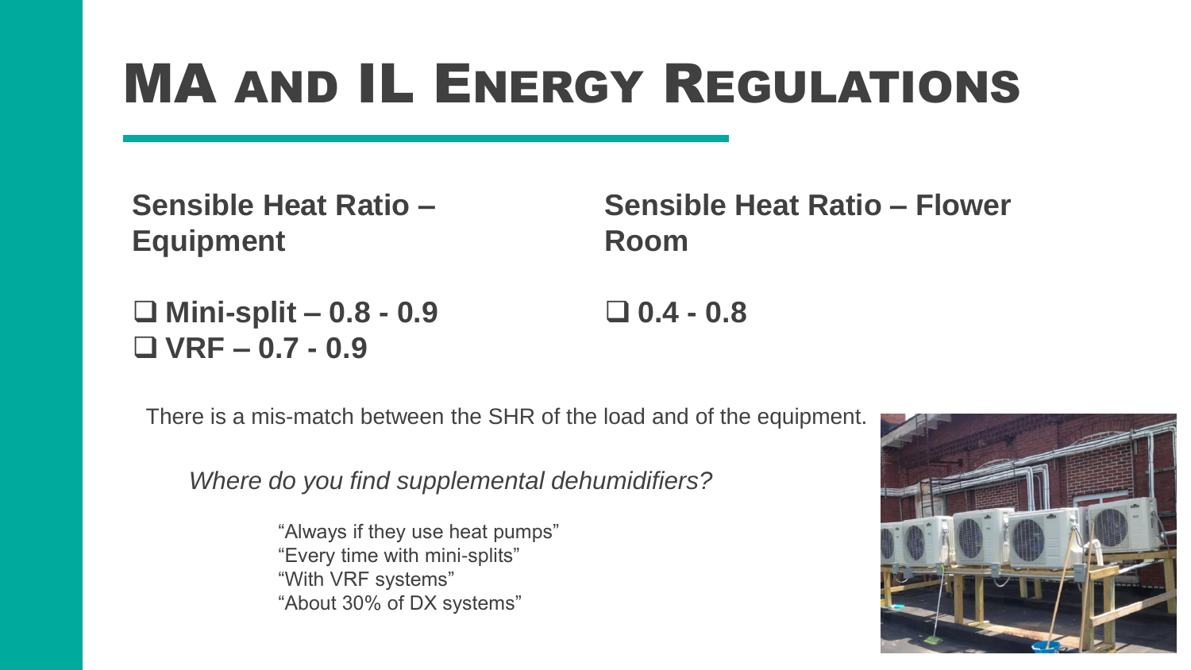# MA and IL Energy Regulations

**Sensible Heat Ratio – Equipment**

- **Mini-split – 0.8 - 0.9**
- **VRF – 0.7 - 0.9**

**Sensible Heat Ratio – Flower Room**

- **0.4 - 0.8**

There is a mis-match between the SHR of the load and of the equipment.

*Where do you find supplemental dehumidifiers?*

"Always if they use heat pumps"
"Every time with mini-splits"
"With VRF systems"
"About 30% of DX systems"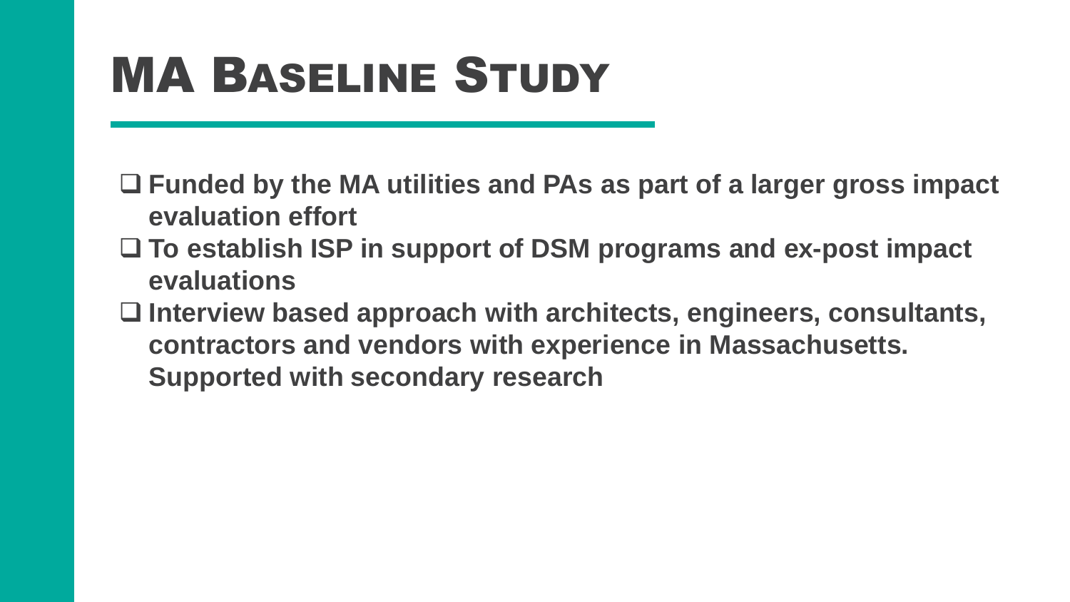# MA Baseline Study

- **Funded by the MA utilities and PAs as part of a larger gross impact evaluation effort**
- **To establish ISP in support of DSM programs and ex-post impact evaluations**
- **Interview based approach with architects, engineers, consultants, contractors and vendors with experience in Massachusetts. Supported with secondary research**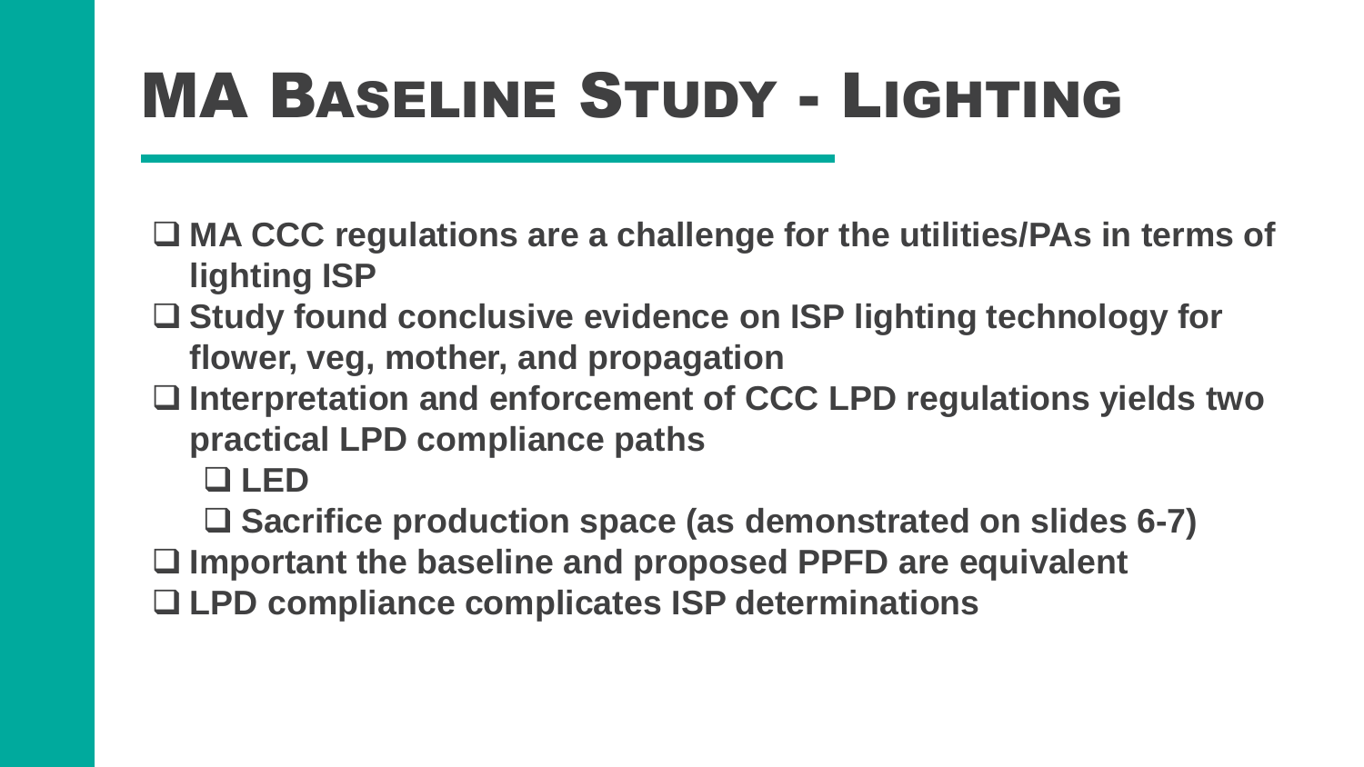# MA Baseline Study - Lighting

- MA CCC regulations are a challenge for the utilities/PAs in terms of lighting ISP
- Study found conclusive evidence on ISP lighting technology for flower, veg, mother, and propagation
- Interpretation and enforcement of CCC LPD regulations yields two practical LPD compliance paths
  - LED
  - Sacrifice production space (as demonstrated on slides 6-7)
- Important the baseline and proposed PPFD are equivalent
- LPD compliance complicates ISP determinations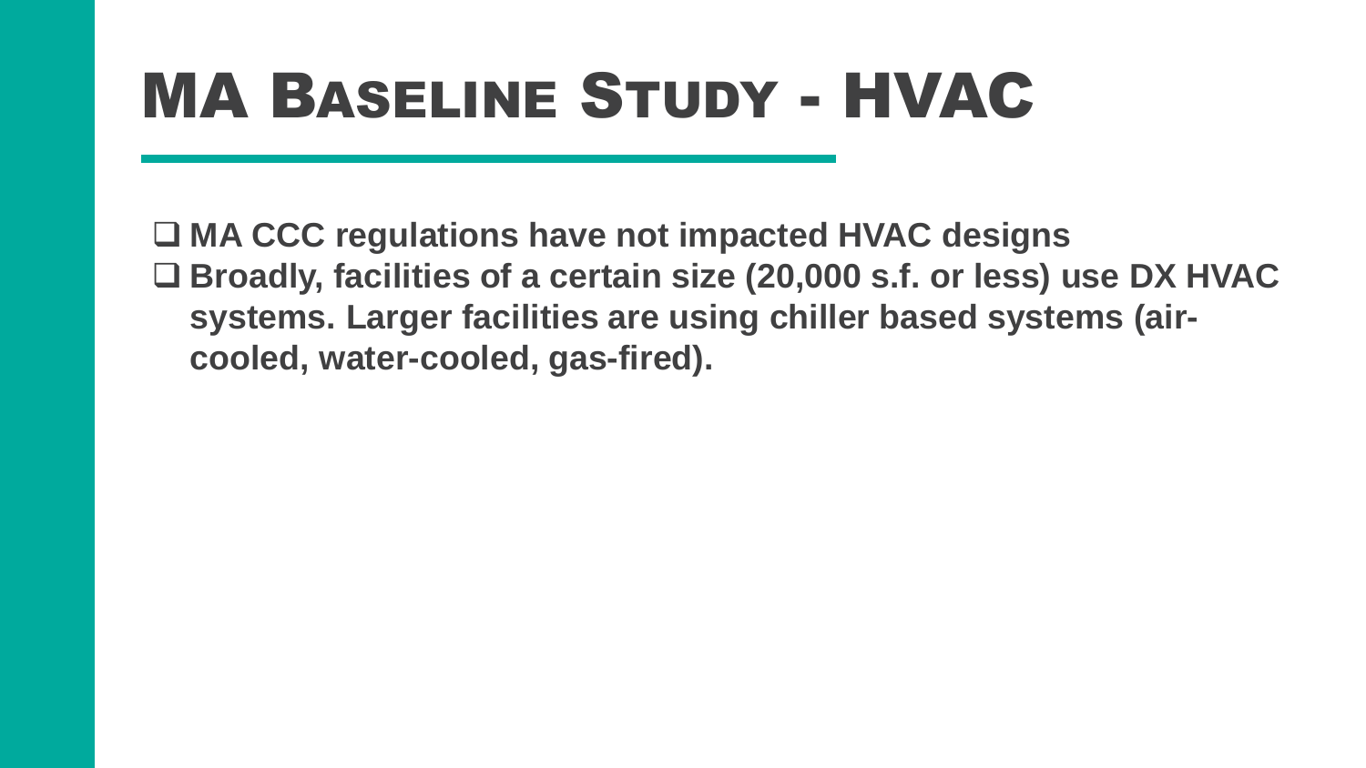# MA Baseline Study - HVAC

- MA CCC regulations have not impacted HVAC designs
- Broadly, facilities of a certain size (20,000 s.f. or less) use DX HVAC systems. Larger facilities are using chiller based systems (air-cooled, water-cooled, gas-fired).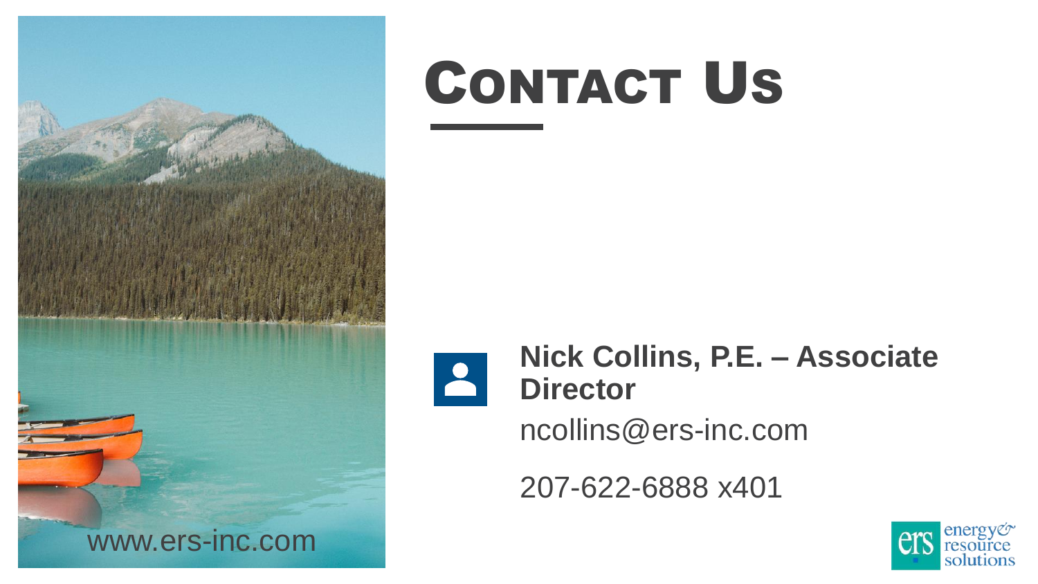# Contact Us

www.ers-inc.com

**Nick Collins, P.E. – Associate Director**

ncollins@ers-inc.com

207-622-6888 x401

ers energy& resource solutions